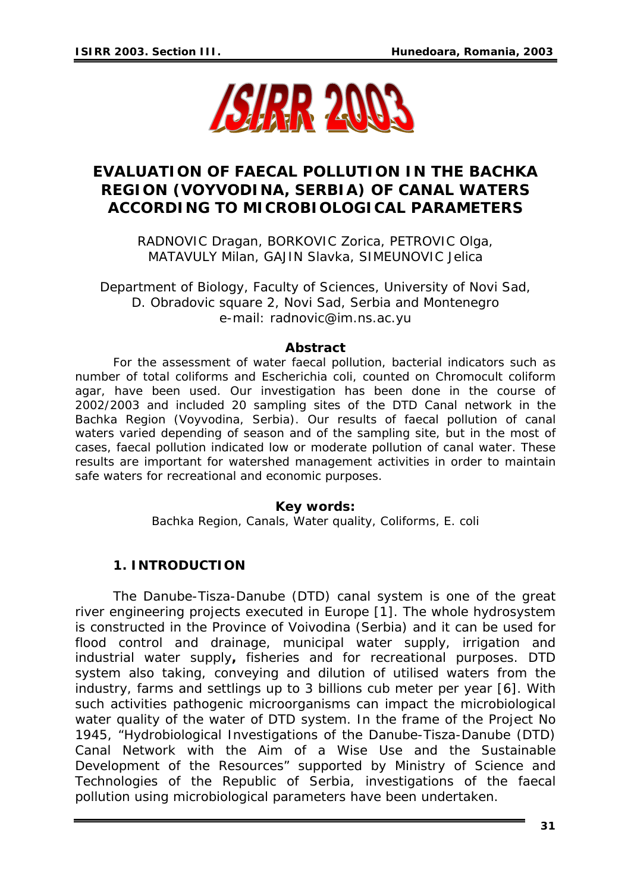# EVALUATION OF FAECAL POLLUTION IN THE BACHKA REGION (VOYVODINA, SERBIA) OF CANAL WATERS ACCORDING TO MICROBIOLOGICAL PARAMETERS

RADNOVIC Dragan, BORKOVIC Zorica, PETROVIC Olga, MATAVULY Milan, GAJIN Slavka, SIMEUNOVIC Jelica

Department of Biology, Faculty of Sciences, University of Novi Sad, D. Obradovic square 2, Novi Sad, Serbia and Montenegro
e-mail: radnovic@im.ns.ac.yu

### Abstract

For the assessment of water faecal pollution, bacterial indicators such as number of total coliforms and Escherichia coli, counted on Chromocult coliform agar, have been used. Our investigation has been done in the course of 2002/2003 and included 20 sampling sites of the DTD Canal network in the Bachka Region (Voyvodina, Serbia). Our results of faecal pollution of canal waters varied depending of season and of the sampling site, but in the most of cases, faecal pollution indicated low or moderate pollution of canal water. These results are important for watershed management activities in order to maintain safe waters for recreational and economic purposes.

### Key words:

Bachka Region, Canals, Water quality, Coliforms, E. coli

## 1. INTRODUCTION

The Danube-Tisza-Danube (DTD) canal system is one of the great river engineering projects executed in Europe [1]. The whole hydrosystem is constructed in the Province of Voivodina (Serbia) and it can be used for flood control and drainage, municipal water supply, irrigation and industrial water supply**,** fisheries and for recreational purposes. DTD system also taking, conveying and dilution of utilised waters from the industry, farms and settlings up to 3 billions cub meter per year [6]. With such activities pathogenic microorganisms can impact the microbiological water quality of the water of DTD system. In the frame of the Project No 1945, "Hydrobiological Investigations of the Danube-Tisza-Danube (DTD) Canal Network with the Aim of a Wise Use and the Sustainable Development of the Resources" supported by Ministry of Science and Technologies of the Republic of Serbia, investigations of the faecal pollution using microbiological parameters have been undertaken.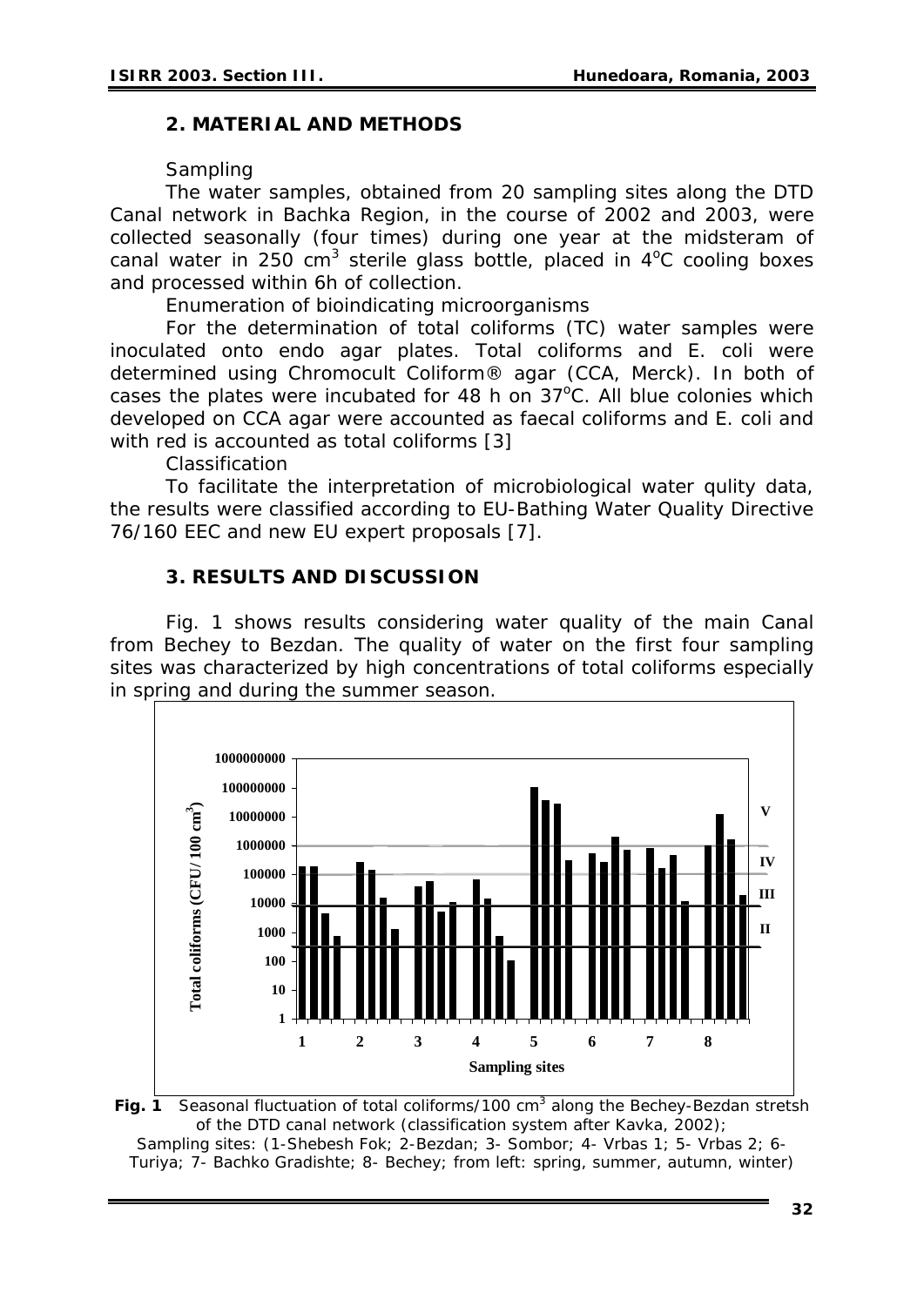## 2. MATERIAL AND METHODS

*Sampling*

The water samples, obtained from 20 sampling sites along the DTD Canal network in Bachka Region, in the course of 2002 and 2003, were collected seasonally (four times) during one year at the midsteram of canal water in 250 $cm^3$ sterile glass bottle, placed in 4$^oC$ cooling boxes and processed within 6h of collection.

*Enumeration of bioindicating microorganisms*

For the determination of total coliforms (TC) water samples were inoculated onto endo agar plates. Total coliforms and *E. coli* were determined using Chromocult Coliform® agar (CCA, Merck). In both of cases the plates were incubated for 48 h on 37$^oC$. All blue colonies which developed on CCA agar were accounted as faecal coliforms and *E. coli* and with red is accounted as total coliforms [3]

*Classification*

To facilitate the interpretation of microbiological water qulity data, the results were classified according to EU-Bathing Water Quality Directive 76/160 EEC and new EU expert proposals [7].

## 3. RESULTS AND DISCUSSION

Fig. 1 shows results considering water quality of the main Canal from Bechey to Bezdan. The quality of water on the first four sampling sites was characterized by high concentrations of total coliforms especially in spring and during the summer season.

**Fig. 1** Seasonal fluctuation of total coliforms/100 $cm^3$ along the Bechey-Bezdan stretsh of the DTD canal network (classification system after Kavka, 2002);
Sampling sites: (1-Shebesh Fok; 2-Bezdan; 3- Sombor; 4- Vrbas 1; 5- Vrbas 2; 6- Turiya; 7- Bachko Gradishte; 8- Bechey; from left: spring, summer, autumn, winter)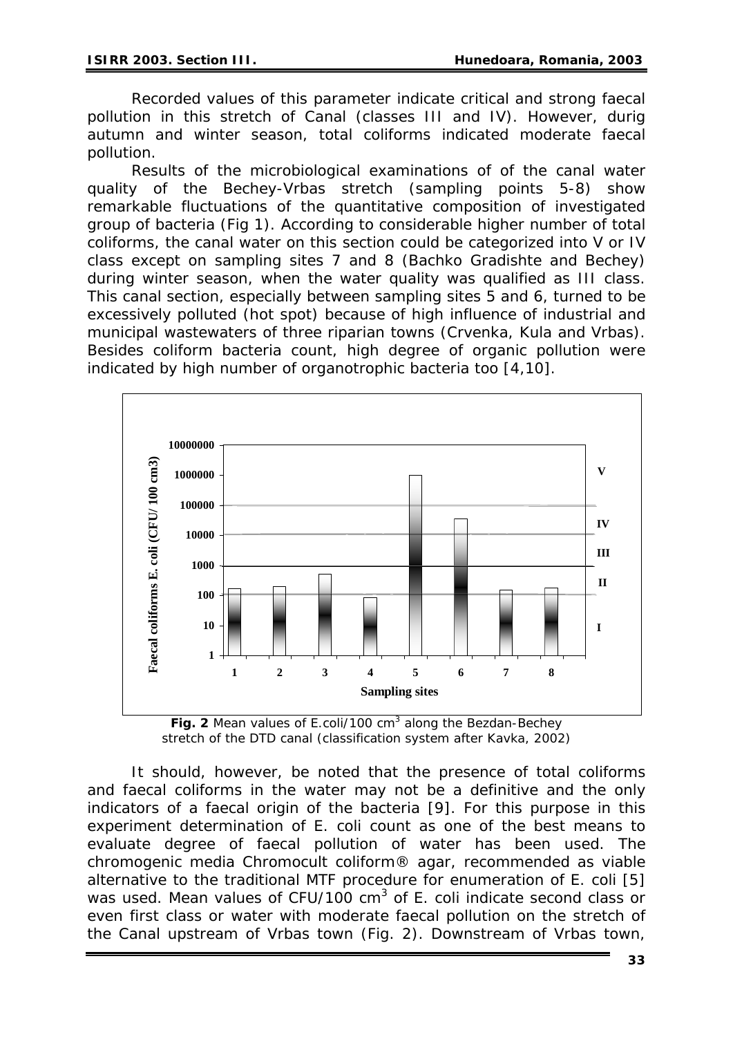Recorded values of this parameter indicate critical and strong faecal pollution in this stretch of Canal (classes III and IV). However, durig autumn and winter season, total coliforms indicated moderate faecal pollution.

Results of the microbiological examinations of of the canal water quality of the Bechey-Vrbas stretch (sampling points 5-8) show remarkable fluctuations of the quantitative composition of investigated group of bacteria (Fig 1). According to considerable higher number of total coliforms, the canal water on this section could be categorized into V or IV class except on sampling sites 7 and 8 (Bachko Gradishte and Bechey) during winter season, when the water quality was qualified as III class. This canal section, especially between sampling sites 5 and 6, turned to be excessively polluted (hot spot) because of high influence of industrial and municipal wastewaters of three riparian towns (Crvenka, Kula and Vrbas). Besides coliform bacteria count, high degree of organic pollution were indicated by high number of organotrophic bacteria too [4,10].

**Fig. 2** Mean values of E.coli/100 cm$^3$ along the Bezdan-Bechey stretch of the DTD canal (classification system after Kavka, 2002)

It should, however, be noted that the presence of total coliforms and faecal coliforms in the water may not be a definitive and the only indicators of a faecal origin of the bacteria [9]. For this purpose in this experiment determination of E. coli count as one of the best means to evaluate degree of faecal pollution of water has been used. The chromogenic media Chromocult coliform® agar, recommended as viable alternative to the traditional MTF procedure for enumeration of E. coli [5] was used. Mean values of CFU/100 cm$^3$ of E. coli indicate second class or even first class or water with moderate faecal pollution on the stretch of the Canal upstream of Vrbas town (Fig. 2). Downstream of Vrbas town,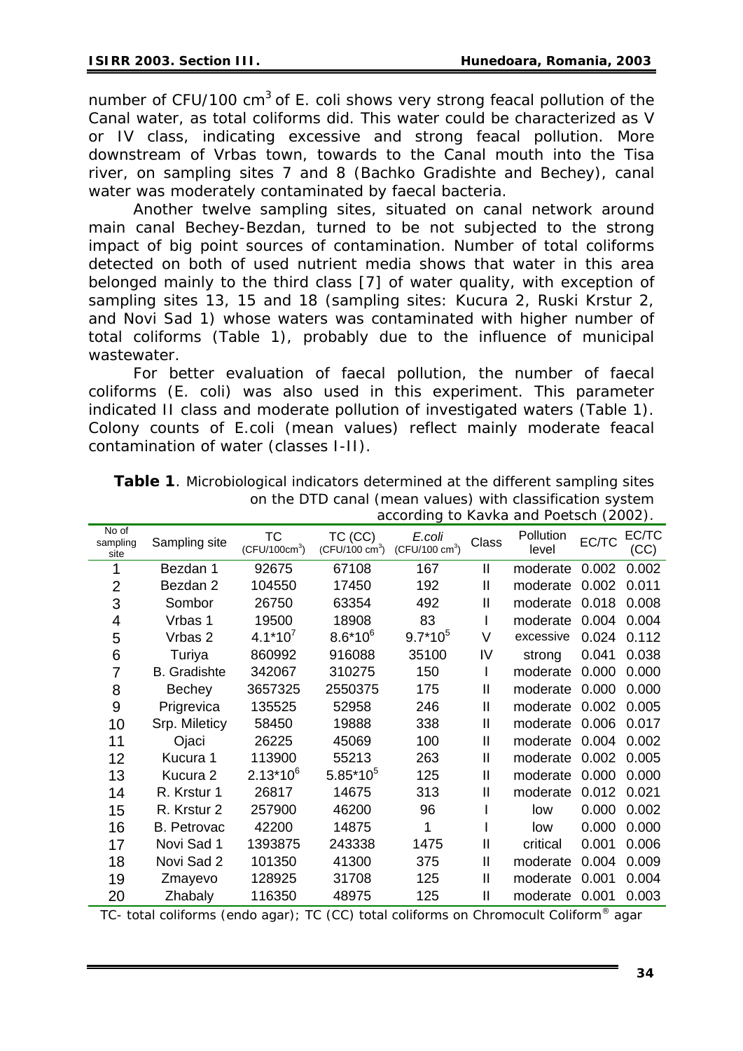number of CFU/100 $cm^3$ of E. coli shows very strong feacal pollution of the Canal water, as total coliforms did. This water could be characterized as V or IV class, indicating excessive and strong feacal pollution. More downstream of Vrbas town, towards to the Canal mouth into the Tisa river, on sampling sites 7 and 8 (Bachko Gradishte and Bechey), canal water was moderately contaminated by faecal bacteria.

Another twelve sampling sites, situated on canal network around main canal Bechey-Bezdan, turned to be not subjected to the strong impact of big point sources of contamination. Number of total coliforms detected on both of used nutrient media shows that water in this area belonged mainly to the third class [7] of water quality, with exception of sampling sites 13, 15 and 18 (sampling sites: Kucura 2, Ruski Krstur 2, and Novi Sad 1) whose waters was contaminated with higher number of total coliforms (Table 1), probably due to the influence of municipal wastewater.

For better evaluation of faecal pollution, the number of faecal coliforms (E. coli) was also used in this experiment. This parameter indicated II class and moderate pollution of investigated waters (Table 1). Colony counts of E.coli (mean values) reflect mainly moderate feacal contamination of water (classes I-II).

**Table 1**. Microbiological indicators determined at the different sampling sites on the DTD canal (mean values) with classification system according to Kavka and Poetsch (2002).

| No of sampling site | Sampling site | TC (CFU/100$cm^3$) | TC (CC) (CFU/100 $cm^3$) | *E.coli* (CFU/100 $cm^3$) | Class | Pollution level | EC/TC | EC/TC (CC) |
|---|---|---|---|---|---|---|---|---|
| 1 | Bezdan 1 | 92675 | 67108 | 167 | II | moderate | 0.002 | 0.002 |
| 2 | Bezdan 2 | 104550 | 17450 | 192 | II | moderate | 0.002 | 0.011 |
| 3 | Sombor | 26750 | 63354 | 492 | II | moderate | 0.018 | 0.008 |
| 4 | Vrbas 1 | 19500 | 18908 | 83 | I | moderate | 0.004 | 0.004 |
| 5 | Vrbas 2 | $4.1*10^7$ | $8.6*10^6$ | $9.7*10^5$ | V | excessive | 0.024 | 0.112 |
| 6 | Turiya | 860992 | 916088 | 35100 | IV | strong | 0.041 | 0.038 |
| 7 | B. Gradishte | 342067 | 310275 | 150 | I | moderate | 0.000 | 0.000 |
| 8 | Bechey | 3657325 | 2550375 | 175 | II | moderate | 0.000 | 0.000 |
| 9 | Prigrevica | 135525 | 52958 | 246 | II | moderate | 0.002 | 0.005 |
| 10 | Srp. Mileticy | 58450 | 19888 | 338 | II | moderate | 0.006 | 0.017 |
| 11 | Ojaci | 26225 | 45069 | 100 | II | moderate | 0.004 | 0.002 |
| 12 | Kucura 1 | 113900 | 55213 | 263 | II | moderate | 0.002 | 0.005 |
| 13 | Kucura 2 | $2.13*10^6$ | $5.85*10^5$ | 125 | II | moderate | 0.000 | 0.000 |
| 14 | R. Krstur 1 | 26817 | 14675 | 313 | II | moderate | 0.012 | 0.021 |
| 15 | R. Krstur 2 | 257900 | 46200 | 96 | I | low | 0.000 | 0.002 |
| 16 | B. Petrovac | 42200 | 14875 | 1 | I | low | 0.000 | 0.000 |
| 17 | Novi Sad 1 | 1393875 | 243338 | 1475 | II | critical | 0.001 | 0.006 |
| 18 | Novi Sad 2 | 101350 | 41300 | 375 | II | moderate | 0.004 | 0.009 |
| 19 | Zmayevo | 128925 | 31708 | 125 | II | moderate | 0.001 | 0.004 |
| 20 | Zhabaly | 116350 | 48975 | 125 | II | moderate | 0.001 | 0.003 |

TC- total coliforms (endo agar); TC (CC) total coliforms on Chromocult Coliform® agar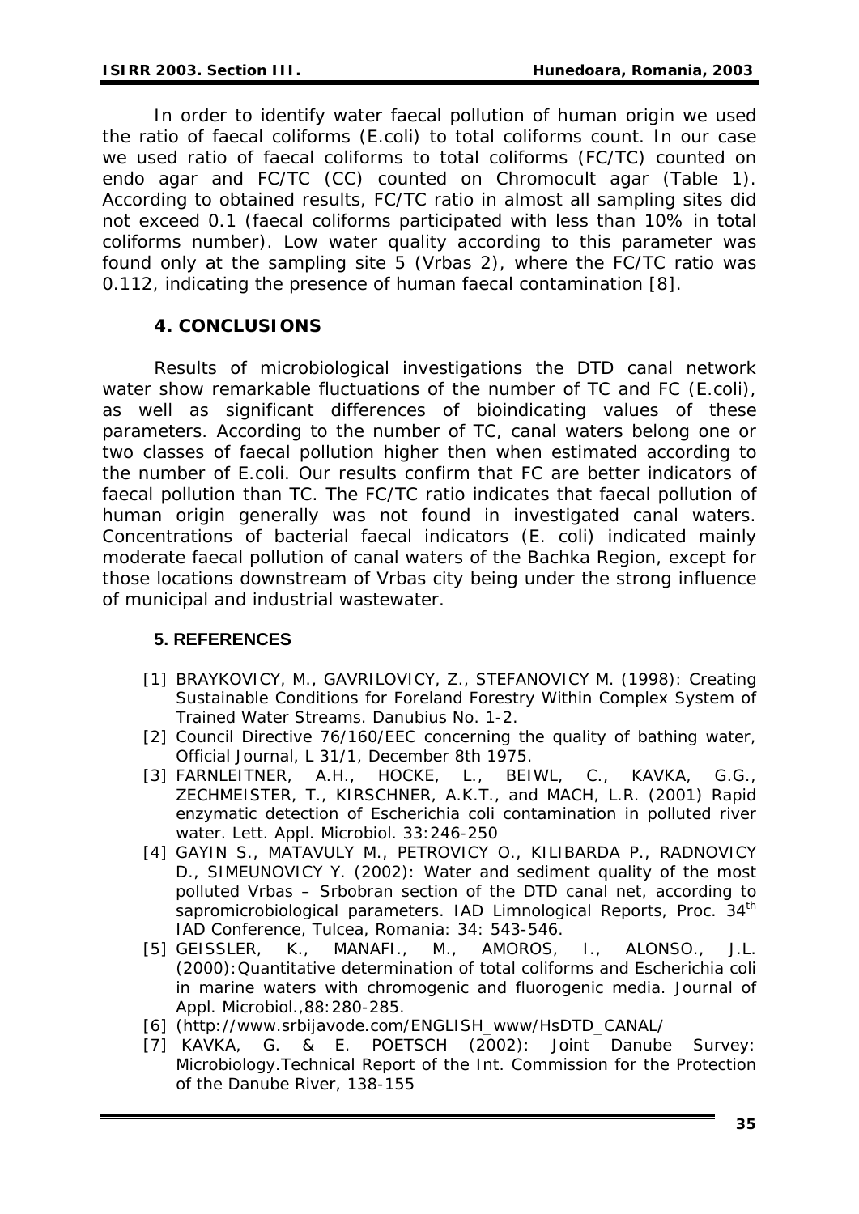In order to identify water faecal pollution of human origin we used the ratio of faecal coliforms (E.coli) to total coliforms count. In our case we used ratio of faecal coliforms to total coliforms (FC/TC) counted on endo agar and FC/TC (CC) counted on Chromocult agar (Table 1). According to obtained results, FC/TC ratio in almost all sampling sites did not exceed 0.1 (faecal coliforms participated with less than 10% in total coliforms number). Low water quality according to this parameter was found only at the sampling site 5 (Vrbas 2), where the FC/TC ratio was 0.112, indicating the presence of human faecal contamination [8].

## 4. CONCLUSIONS

Results of microbiological investigations the DTD canal network water show remarkable fluctuations of the number of TC and FC (E.coli), as well as significant differences of bioindicating values of these parameters. According to the number of TC, canal waters belong one or two classes of faecal pollution higher then when estimated according to the number of E.coli. Our results confirm that FC are better indicators of faecal pollution than TC. The FC/TC ratio indicates that faecal pollution of human origin generally was not found in investigated canal waters. Concentrations of bacterial faecal indicators (E. coli) indicated mainly moderate faecal pollution of canal waters of the Bachka Region, except for those locations downstream of Vrbas city being under the strong influence of municipal and industrial wastewater.

## 5. REFERENCES

[1] BRAYKOVICY, M., GAVRILOVICY, Z., STEFANOVICY M. (1998): Creating Sustainable Conditions for Foreland Forestry Within Complex System of Trained Water Streams. Danubius No. 1-2.

[2] Council Directive 76/160/EEC concerning the quality of bathing water, Official Journal, L 31/1, December 8th 1975.

[3] FARNLEITNER, A.H., HOCKE, L., BEIWL, C., KAVKA, G.G., ZECHMEISTER, T., KIRSCHNER, A.K.T., and MACH, L.R. (2001) Rapid enzymatic detection of Escherichia coli contamination in polluted river water. Lett. Appl. Microbiol. 33:246-250

[4] GAYIN S., MATAVULY M., PETROVICY O., KILIBARDA P., RADNOVICY D., SIMEUNOVICY Y. (2002): Water and sediment quality of the most polluted Vrbas – Srbobran section of the DTD canal net, according to sapromicrobiological parameters. IAD Limnological Reports, Proc. 34th IAD Conference, Tulcea, Romania: 34: 543-546.

[5] GEISSLER, K., MANAFI., M., AMOROS, I., ALONSO., J.L. (2000):Quantitative determination of total coliforms and Escherichia coli in marine waters with chromogenic and fluorogenic media. Journal of Appl. Microbiol.,88:280-285.

[6] (http://www.srbijavode.com/ENGLISH_www/HsDTD_CANAL/

[7] KAVKA, G. & E. POETSCH (2002): Joint Danube Survey: Microbiology.Technical Report of the Int. Commission for the Protection of the Danube River, 138-155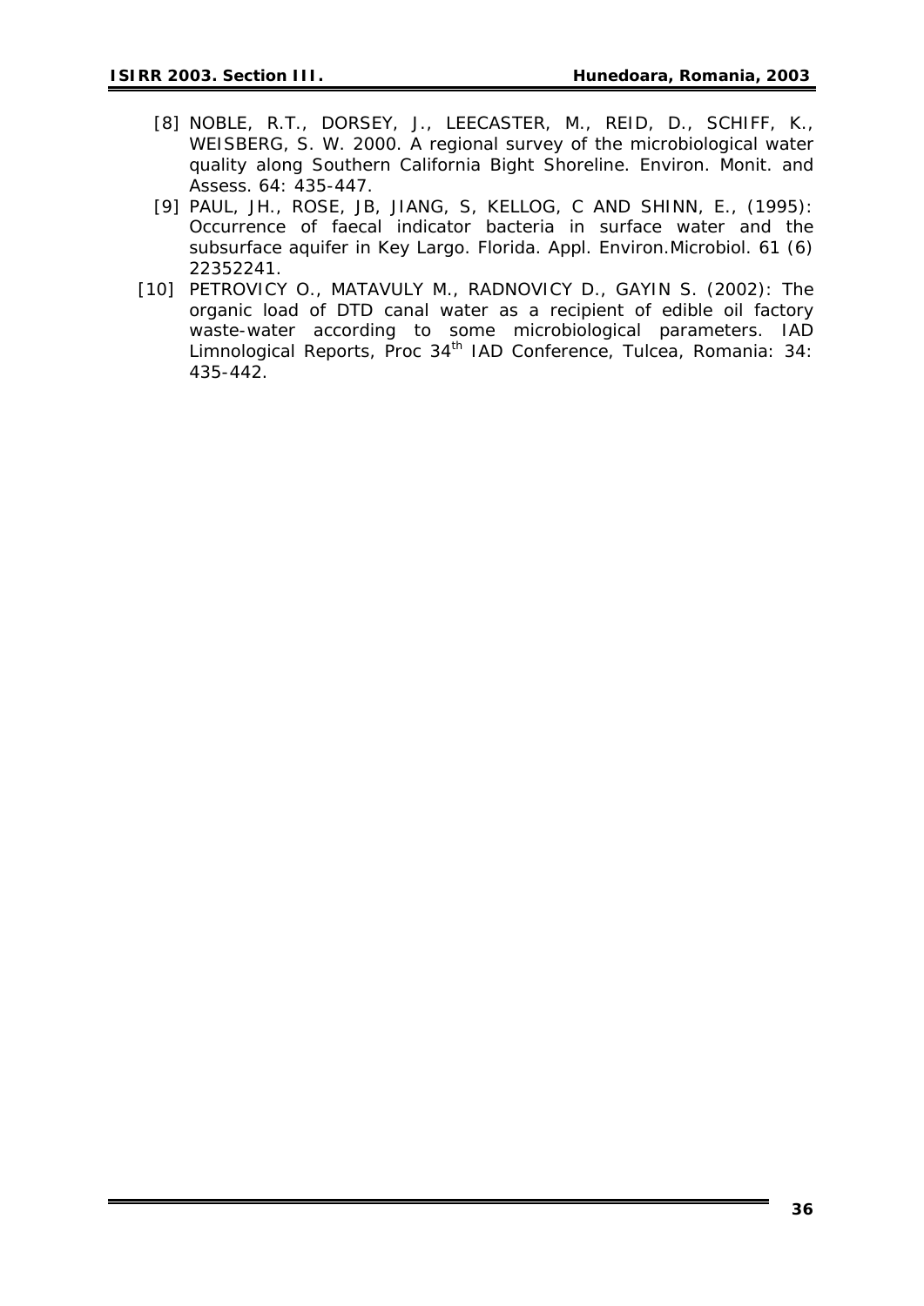[8] NOBLE, R.T., DORSEY, J., LEECASTER, M., REID, D., SCHIFF, K., WEISBERG, S. W. 2000. A regional survey of the microbiological water quality along Southern California Bight Shoreline. Environ. Monit. and Assess. 64: 435-447.

[9] PAUL, JH., ROSE, JB, JIANG, S, KELLOG, C AND SHINN, E., (1995): Occurrence of faecal indicator bacteria in surface water and the subsurface aquifer in Key Largo. Florida. Appl. Environ.Microbiol. 61 (6) 22352241.

[10] PETROVICY O., MATAVULY M., RADNOVICY D., GAYIN S. (2002): The organic load of DTD canal water as a recipient of edible oil factory waste-water according to some microbiological parameters. IAD Limnological Reports, Proc 34th IAD Conference, Tulcea, Romania: 34: 435-442.